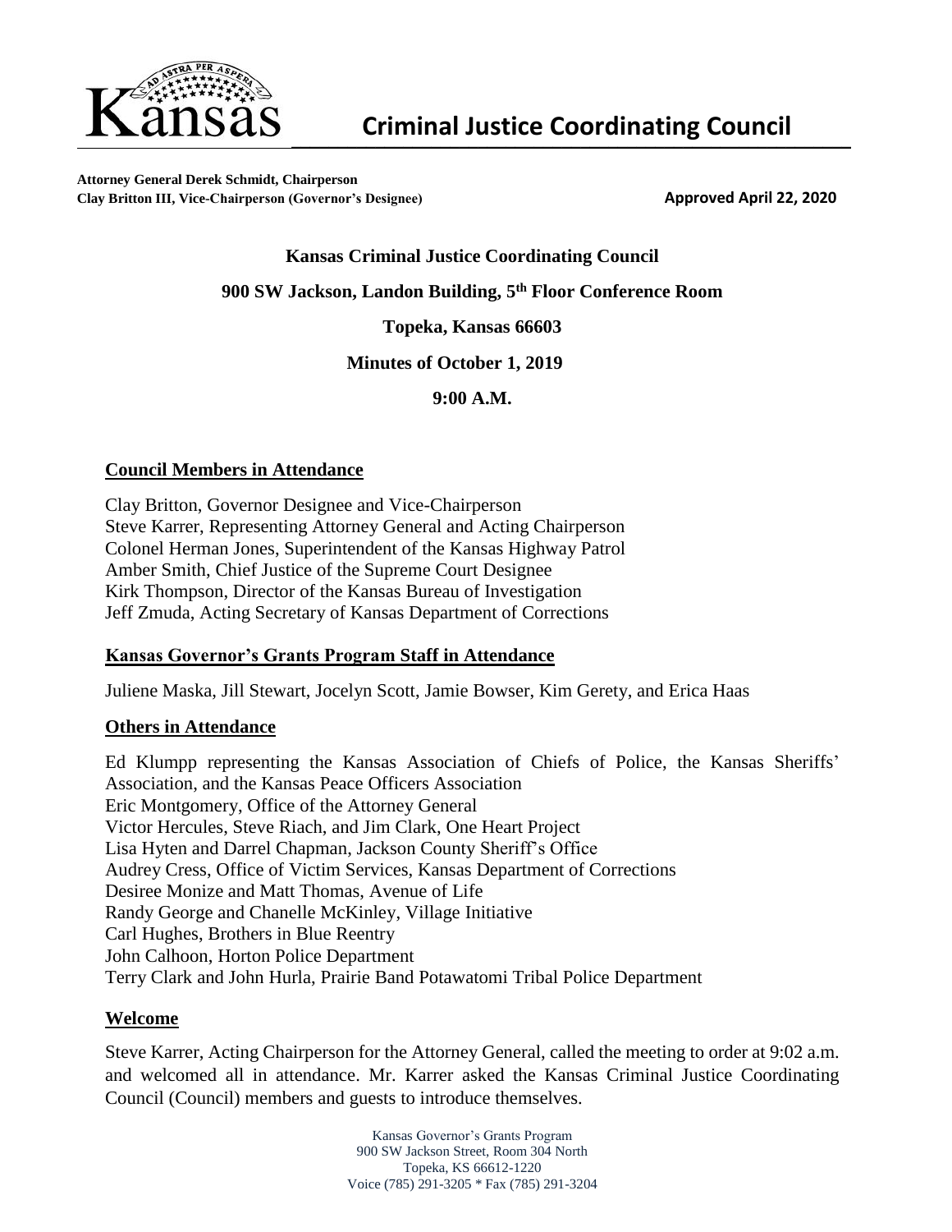# Kansas Criminal Justice Coordinating Council

**Attorney General Derek Schmidt, Chairperson**
**Clay Britton III, Vice-Chairperson (Governor's Designee)**

**Approved April 22, 2020**

**Kansas Criminal Justice Coordinating Council**

**900 SW Jackson, Landon Building, 5th Floor Conference Room**

**Topeka, Kansas 66603**

**Minutes of October 1, 2019**

**9:00 A.M.**

## Council Members in Attendance

Clay Britton, Governor Designee and Vice-Chairperson
Steve Karrer, Representing Attorney General and Acting Chairperson
Colonel Herman Jones, Superintendent of the Kansas Highway Patrol
Amber Smith, Chief Justice of the Supreme Court Designee
Kirk Thompson, Director of the Kansas Bureau of Investigation
Jeff Zmuda, Acting Secretary of Kansas Department of Corrections

## Kansas Governor's Grants Program Staff in Attendance

Juliene Maska, Jill Stewart, Jocelyn Scott, Jamie Bowser, Kim Gerety, and Erica Haas

## Others in Attendance

Ed Klumpp representing the Kansas Association of Chiefs of Police, the Kansas Sheriffs' Association, and the Kansas Peace Officers Association
Eric Montgomery, Office of the Attorney General
Victor Hercules, Steve Riach, and Jim Clark, One Heart Project
Lisa Hyten and Darrel Chapman, Jackson County Sheriff's Office
Audrey Cress, Office of Victim Services, Kansas Department of Corrections
Desiree Monize and Matt Thomas, Avenue of Life
Randy George and Chanelle McKinley, Village Initiative
Carl Hughes, Brothers in Blue Reentry
John Calhoon, Horton Police Department
Terry Clark and John Hurla, Prairie Band Potawatomi Tribal Police Department

## Welcome

Steve Karrer, Acting Chairperson for the Attorney General, called the meeting to order at 9:02 a.m. and welcomed all in attendance. Mr. Karrer asked the Kansas Criminal Justice Coordinating Council (Council) members and guests to introduce themselves.

Kansas Governor's Grants Program
900 SW Jackson Street, Room 304 North
Topeka, KS 66612-1220
Voice (785) 291-3205 * Fax (785) 291-3204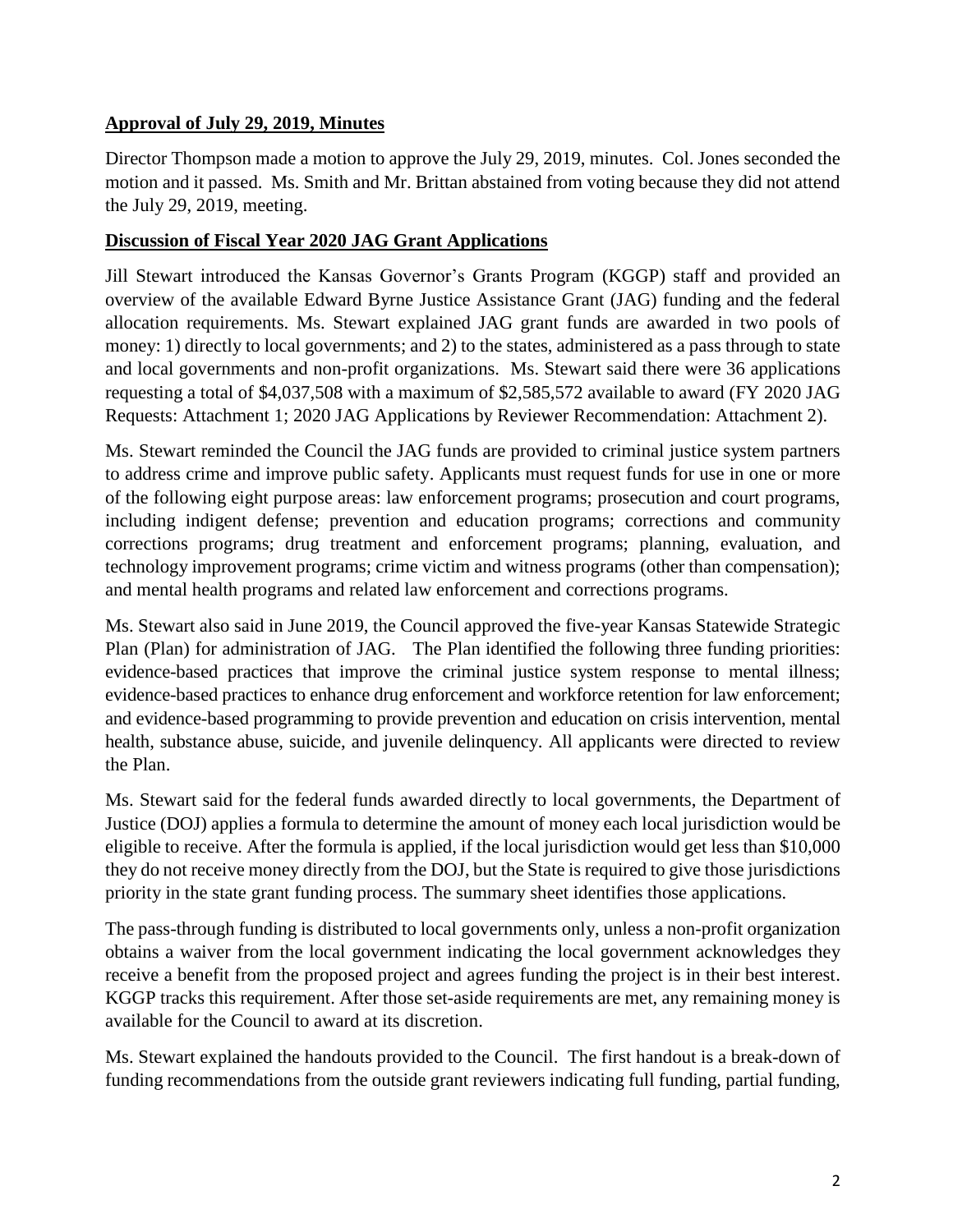**Approval of July 29, 2019, Minutes**

Director Thompson made a motion to approve the July 29, 2019, minutes. Col. Jones seconded the motion and it passed. Ms. Smith and Mr. Brittan abstained from voting because they did not attend the July 29, 2019, meeting.

**Discussion of Fiscal Year 2020 JAG Grant Applications**

Jill Stewart introduced the Kansas Governor's Grants Program (KGGP) staff and provided an overview of the available Edward Byrne Justice Assistance Grant (JAG) funding and the federal allocation requirements. Ms. Stewart explained JAG grant funds are awarded in two pools of money: 1) directly to local governments; and 2) to the states, administered as a pass through to state and local governments and non-profit organizations. Ms. Stewart said there were 36 applications requesting a total of $4,037,508 with a maximum of $2,585,572 available to award (FY 2020 JAG Requests: Attachment 1; 2020 JAG Applications by Reviewer Recommendation: Attachment 2).

Ms. Stewart reminded the Council the JAG funds are provided to criminal justice system partners to address crime and improve public safety. Applicants must request funds for use in one or more of the following eight purpose areas: law enforcement programs; prosecution and court programs, including indigent defense; prevention and education programs; corrections and community corrections programs; drug treatment and enforcement programs; planning, evaluation, and technology improvement programs; crime victim and witness programs (other than compensation); and mental health programs and related law enforcement and corrections programs.

Ms. Stewart also said in June 2019, the Council approved the five-year Kansas Statewide Strategic Plan (Plan) for administration of JAG. The Plan identified the following three funding priorities: evidence-based practices that improve the criminal justice system response to mental illness; evidence-based practices to enhance drug enforcement and workforce retention for law enforcement; and evidence-based programming to provide prevention and education on crisis intervention, mental health, substance abuse, suicide, and juvenile delinquency. All applicants were directed to review the Plan.

Ms. Stewart said for the federal funds awarded directly to local governments, the Department of Justice (DOJ) applies a formula to determine the amount of money each local jurisdiction would be eligible to receive. After the formula is applied, if the local jurisdiction would get less than $10,000 they do not receive money directly from the DOJ, but the State is required to give those jurisdictions priority in the state grant funding process. The summary sheet identifies those applications.

The pass-through funding is distributed to local governments only, unless a non-profit organization obtains a waiver from the local government indicating the local government acknowledges they receive a benefit from the proposed project and agrees funding the project is in their best interest. KGGP tracks this requirement. After those set-aside requirements are met, any remaining money is available for the Council to award at its discretion.

Ms. Stewart explained the handouts provided to the Council. The first handout is a break-down of funding recommendations from the outside grant reviewers indicating full funding, partial funding,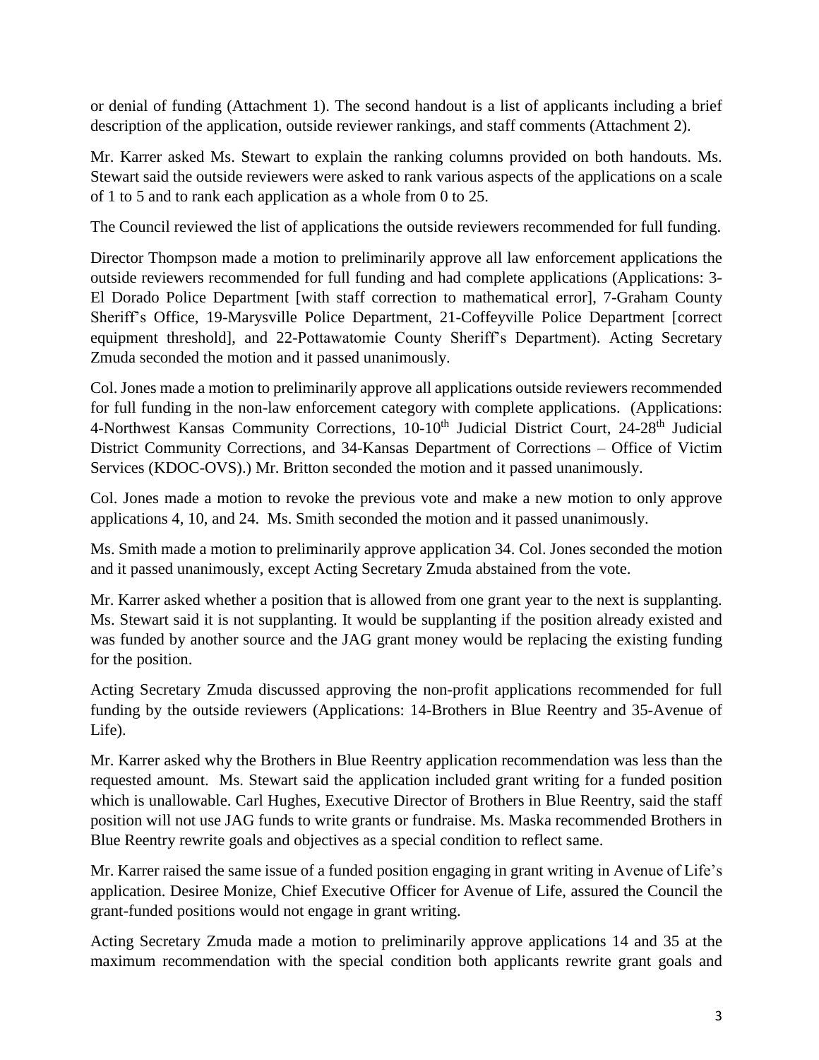or denial of funding (Attachment 1). The second handout is a list of applicants including a brief description of the application, outside reviewer rankings, and staff comments (Attachment 2).

Mr. Karrer asked Ms. Stewart to explain the ranking columns provided on both handouts. Ms. Stewart said the outside reviewers were asked to rank various aspects of the applications on a scale of 1 to 5 and to rank each application as a whole from 0 to 25.

The Council reviewed the list of applications the outside reviewers recommended for full funding.

Director Thompson made a motion to preliminarily approve all law enforcement applications the outside reviewers recommended for full funding and had complete applications (Applications: 3-El Dorado Police Department [with staff correction to mathematical error], 7-Graham County Sheriff's Office, 19-Marysville Police Department, 21-Coffeyville Police Department [correct equipment threshold], and 22-Pottawatomie County Sheriff's Department). Acting Secretary Zmuda seconded the motion and it passed unanimously.

Col. Jones made a motion to preliminarily approve all applications outside reviewers recommended for full funding in the non-law enforcement category with complete applications. (Applications: 4-Northwest Kansas Community Corrections, 10-10th Judicial District Court, 24-28th Judicial District Community Corrections, and 34-Kansas Department of Corrections – Office of Victim Services (KDOC-OVS).) Mr. Britton seconded the motion and it passed unanimously.

Col. Jones made a motion to revoke the previous vote and make a new motion to only approve applications 4, 10, and 24. Ms. Smith seconded the motion and it passed unanimously.

Ms. Smith made a motion to preliminarily approve application 34. Col. Jones seconded the motion and it passed unanimously, except Acting Secretary Zmuda abstained from the vote.

Mr. Karrer asked whether a position that is allowed from one grant year to the next is supplanting. Ms. Stewart said it is not supplanting. It would be supplanting if the position already existed and was funded by another source and the JAG grant money would be replacing the existing funding for the position.

Acting Secretary Zmuda discussed approving the non-profit applications recommended for full funding by the outside reviewers (Applications: 14-Brothers in Blue Reentry and 35-Avenue of Life).

Mr. Karrer asked why the Brothers in Blue Reentry application recommendation was less than the requested amount. Ms. Stewart said the application included grant writing for a funded position which is unallowable. Carl Hughes, Executive Director of Brothers in Blue Reentry, said the staff position will not use JAG funds to write grants or fundraise. Ms. Maska recommended Brothers in Blue Reentry rewrite goals and objectives as a special condition to reflect same.

Mr. Karrer raised the same issue of a funded position engaging in grant writing in Avenue of Life's application. Desiree Monize, Chief Executive Officer for Avenue of Life, assured the Council the grant-funded positions would not engage in grant writing.

Acting Secretary Zmuda made a motion to preliminarily approve applications 14 and 35 at the maximum recommendation with the special condition both applicants rewrite grant goals and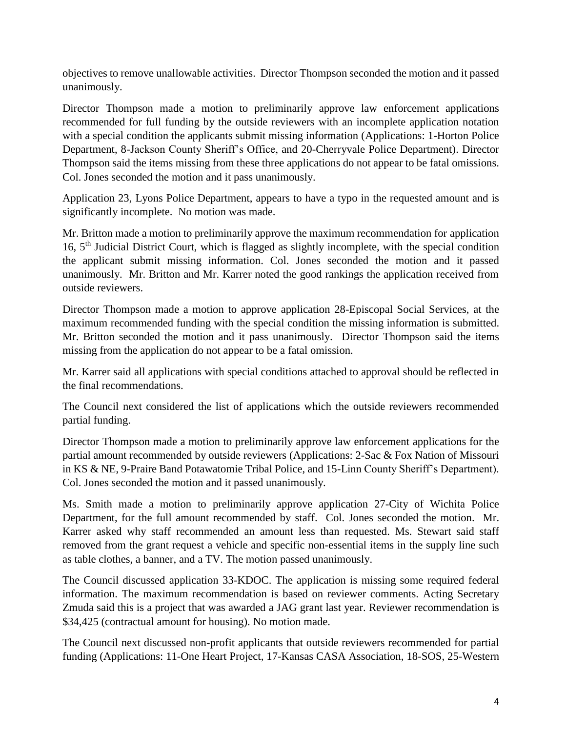objectives to remove unallowable activities. Director Thompson seconded the motion and it passed unanimously.

Director Thompson made a motion to preliminarily approve law enforcement applications recommended for full funding by the outside reviewers with an incomplete application notation with a special condition the applicants submit missing information (Applications: 1-Horton Police Department, 8-Jackson County Sheriff's Office, and 20-Cherryvale Police Department). Director Thompson said the items missing from these three applications do not appear to be fatal omissions. Col. Jones seconded the motion and it pass unanimously.

Application 23, Lyons Police Department, appears to have a typo in the requested amount and is significantly incomplete. No motion was made.

Mr. Britton made a motion to preliminarily approve the maximum recommendation for application 16, 5th Judicial District Court, which is flagged as slightly incomplete, with the special condition the applicant submit missing information. Col. Jones seconded the motion and it passed unanimously. Mr. Britton and Mr. Karrer noted the good rankings the application received from outside reviewers.

Director Thompson made a motion to approve application 28-Episcopal Social Services, at the maximum recommended funding with the special condition the missing information is submitted. Mr. Britton seconded the motion and it pass unanimously. Director Thompson said the items missing from the application do not appear to be a fatal omission.

Mr. Karrer said all applications with special conditions attached to approval should be reflected in the final recommendations.

The Council next considered the list of applications which the outside reviewers recommended partial funding.

Director Thompson made a motion to preliminarily approve law enforcement applications for the partial amount recommended by outside reviewers (Applications: 2-Sac & Fox Nation of Missouri in KS & NE, 9-Praire Band Potawatomie Tribal Police, and 15-Linn County Sheriff's Department). Col. Jones seconded the motion and it passed unanimously.

Ms. Smith made a motion to preliminarily approve application 27-City of Wichita Police Department, for the full amount recommended by staff. Col. Jones seconded the motion. Mr. Karrer asked why staff recommended an amount less than requested. Ms. Stewart said staff removed from the grant request a vehicle and specific non-essential items in the supply line such as table clothes, a banner, and a TV. The motion passed unanimously.

The Council discussed application 33-KDOC. The application is missing some required federal information. The maximum recommendation is based on reviewer comments. Acting Secretary Zmuda said this is a project that was awarded a JAG grant last year. Reviewer recommendation is $34,425 (contractual amount for housing). No motion made.

The Council next discussed non-profit applicants that outside reviewers recommended for partial funding (Applications: 11-One Heart Project, 17-Kansas CASA Association, 18-SOS, 25-Western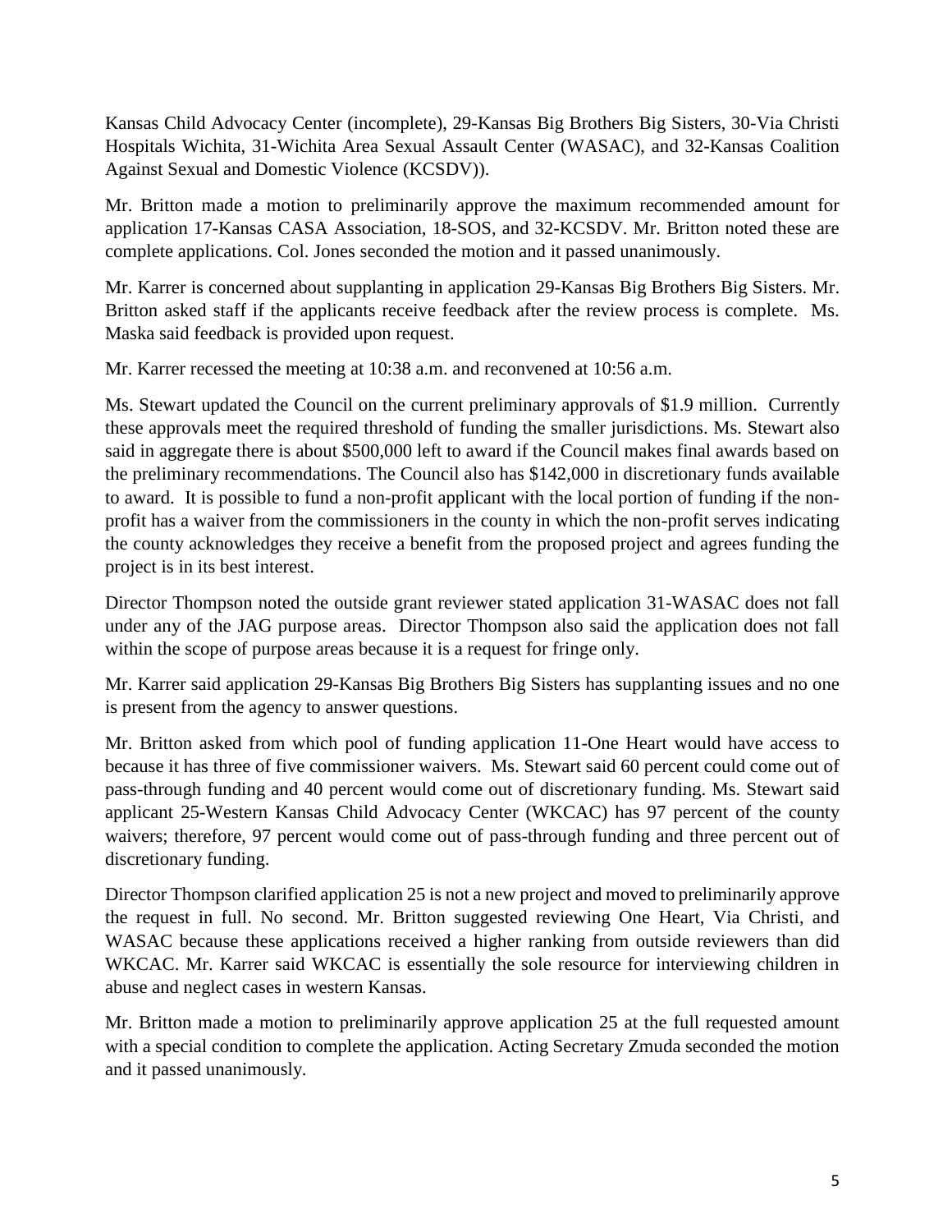Kansas Child Advocacy Center (incomplete), 29-Kansas Big Brothers Big Sisters, 30-Via Christi Hospitals Wichita, 31-Wichita Area Sexual Assault Center (WASAC), and 32-Kansas Coalition Against Sexual and Domestic Violence (KCSDV)).

Mr. Britton made a motion to preliminarily approve the maximum recommended amount for application 17-Kansas CASA Association, 18-SOS, and 32-KCSDV. Mr. Britton noted these are complete applications. Col. Jones seconded the motion and it passed unanimously.

Mr. Karrer is concerned about supplanting in application 29-Kansas Big Brothers Big Sisters. Mr. Britton asked staff if the applicants receive feedback after the review process is complete. Ms. Maska said feedback is provided upon request.

Mr. Karrer recessed the meeting at 10:38 a.m. and reconvened at 10:56 a.m.

Ms. Stewart updated the Council on the current preliminary approvals of $1.9 million. Currently these approvals meet the required threshold of funding the smaller jurisdictions. Ms. Stewart also said in aggregate there is about $500,000 left to award if the Council makes final awards based on the preliminary recommendations. The Council also has $142,000 in discretionary funds available to award. It is possible to fund a non-profit applicant with the local portion of funding if the non-profit has a waiver from the commissioners in the county in which the non-profit serves indicating the county acknowledges they receive a benefit from the proposed project and agrees funding the project is in its best interest.

Director Thompson noted the outside grant reviewer stated application 31-WASAC does not fall under any of the JAG purpose areas. Director Thompson also said the application does not fall within the scope of purpose areas because it is a request for fringe only.

Mr. Karrer said application 29-Kansas Big Brothers Big Sisters has supplanting issues and no one is present from the agency to answer questions.

Mr. Britton asked from which pool of funding application 11-One Heart would have access to because it has three of five commissioner waivers. Ms. Stewart said 60 percent could come out of pass-through funding and 40 percent would come out of discretionary funding. Ms. Stewart said applicant 25-Western Kansas Child Advocacy Center (WKCAC) has 97 percent of the county waivers; therefore, 97 percent would come out of pass-through funding and three percent out of discretionary funding.

Director Thompson clarified application 25 is not a new project and moved to preliminarily approve the request in full. No second. Mr. Britton suggested reviewing One Heart, Via Christi, and WASAC because these applications received a higher ranking from outside reviewers than did WKCAC. Mr. Karrer said WKCAC is essentially the sole resource for interviewing children in abuse and neglect cases in western Kansas.

Mr. Britton made a motion to preliminarily approve application 25 at the full requested amount with a special condition to complete the application. Acting Secretary Zmuda seconded the motion and it passed unanimously.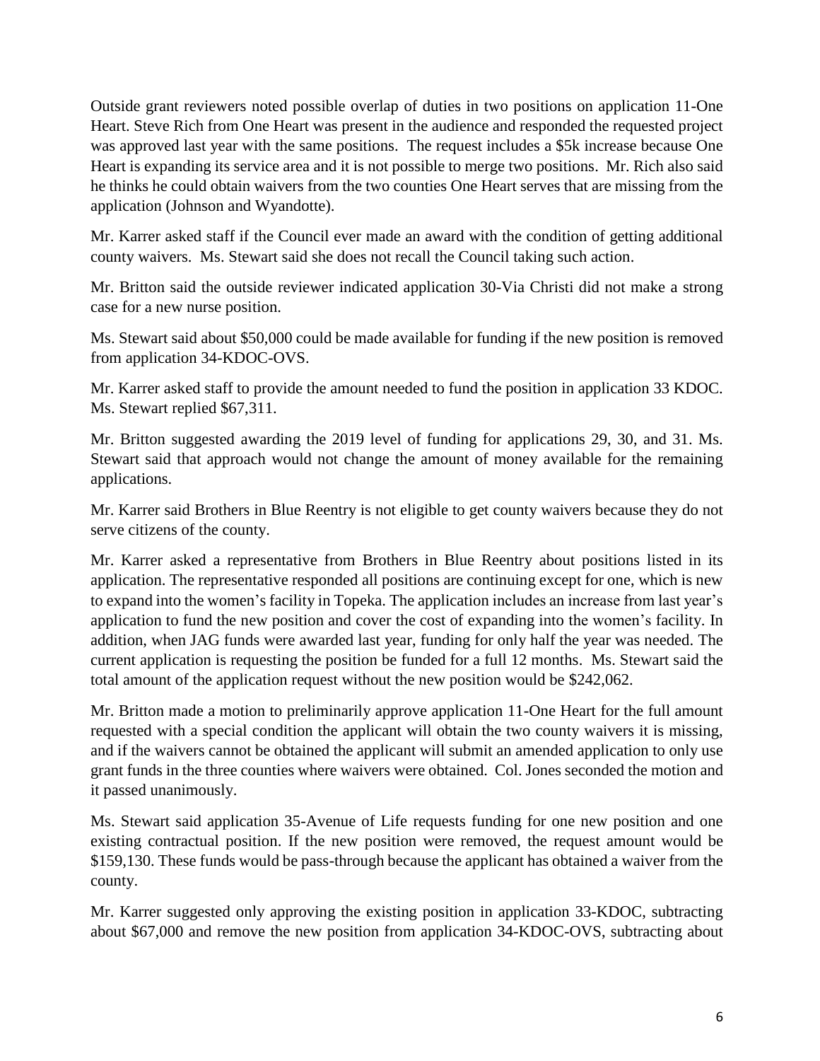Outside grant reviewers noted possible overlap of duties in two positions on application 11-One Heart. Steve Rich from One Heart was present in the audience and responded the requested project was approved last year with the same positions. The request includes a $5k increase because One Heart is expanding its service area and it is not possible to merge two positions. Mr. Rich also said he thinks he could obtain waivers from the two counties One Heart serves that are missing from the application (Johnson and Wyandotte).

Mr. Karrer asked staff if the Council ever made an award with the condition of getting additional county waivers. Ms. Stewart said she does not recall the Council taking such action.

Mr. Britton said the outside reviewer indicated application 30-Via Christi did not make a strong case for a new nurse position.

Ms. Stewart said about $50,000 could be made available for funding if the new position is removed from application 34-KDOC-OVS.

Mr. Karrer asked staff to provide the amount needed to fund the position in application 33 KDOC. Ms. Stewart replied $67,311.

Mr. Britton suggested awarding the 2019 level of funding for applications 29, 30, and 31. Ms. Stewart said that approach would not change the amount of money available for the remaining applications.

Mr. Karrer said Brothers in Blue Reentry is not eligible to get county waivers because they do not serve citizens of the county.

Mr. Karrer asked a representative from Brothers in Blue Reentry about positions listed in its application. The representative responded all positions are continuing except for one, which is new to expand into the women's facility in Topeka. The application includes an increase from last year's application to fund the new position and cover the cost of expanding into the women's facility. In addition, when JAG funds were awarded last year, funding for only half the year was needed. The current application is requesting the position be funded for a full 12 months. Ms. Stewart said the total amount of the application request without the new position would be $242,062.

Mr. Britton made a motion to preliminarily approve application 11-One Heart for the full amount requested with a special condition the applicant will obtain the two county waivers it is missing, and if the waivers cannot be obtained the applicant will submit an amended application to only use grant funds in the three counties where waivers were obtained. Col. Jones seconded the motion and it passed unanimously.

Ms. Stewart said application 35-Avenue of Life requests funding for one new position and one existing contractual position. If the new position were removed, the request amount would be $159,130. These funds would be pass-through because the applicant has obtained a waiver from the county.

Mr. Karrer suggested only approving the existing position in application 33-KDOC, subtracting about $67,000 and remove the new position from application 34-KDOC-OVS, subtracting about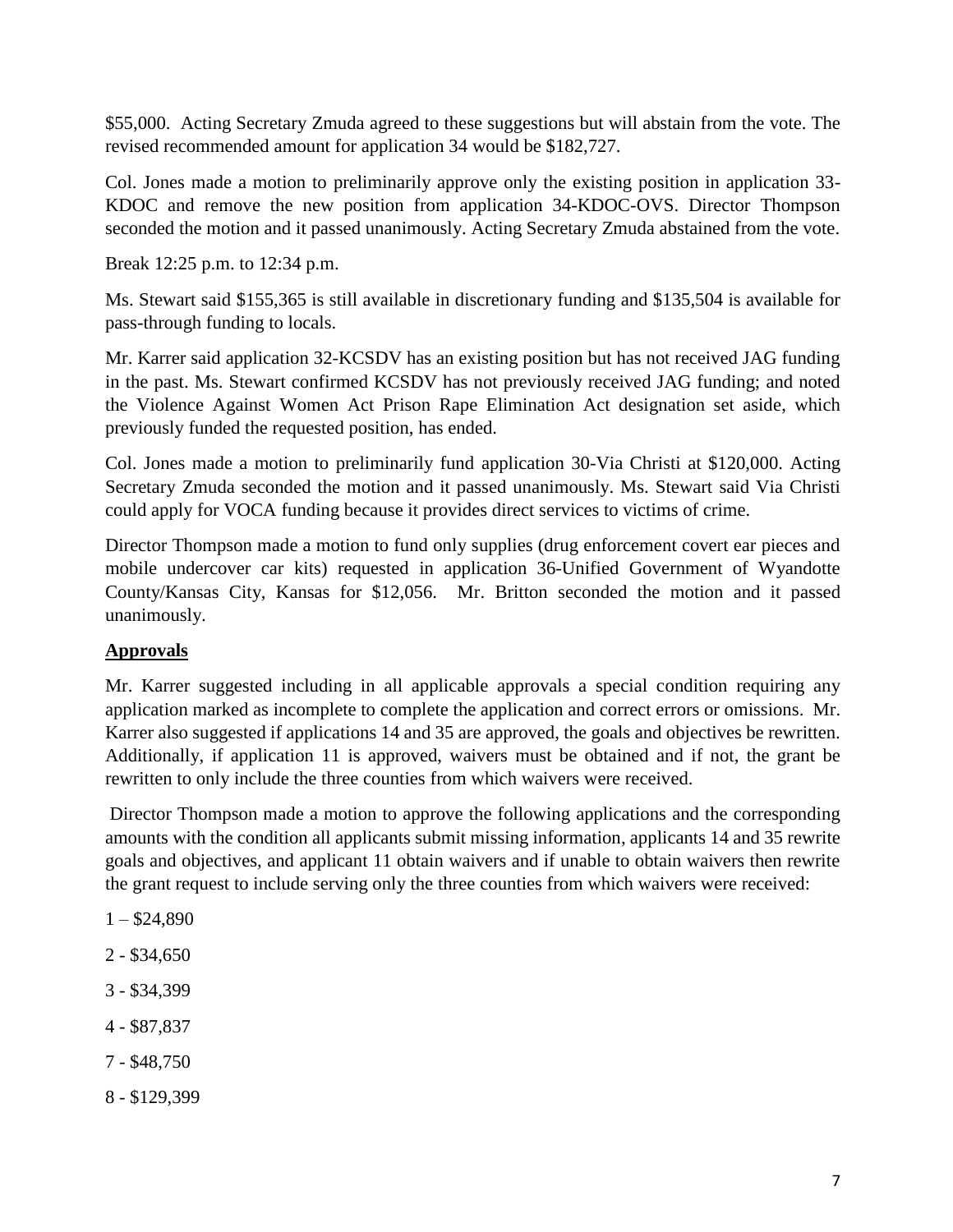$55,000. Acting Secretary Zmuda agreed to these suggestions but will abstain from the vote. The revised recommended amount for application 34 would be $182,727.

Col. Jones made a motion to preliminarily approve only the existing position in application 33-KDOC and remove the new position from application 34-KDOC-OVS. Director Thompson seconded the motion and it passed unanimously. Acting Secretary Zmuda abstained from the vote.

Break 12:25 p.m. to 12:34 p.m.

Ms. Stewart said $155,365 is still available in discretionary funding and $135,504 is available for pass-through funding to locals.

Mr. Karrer said application 32-KCSDV has an existing position but has not received JAG funding in the past. Ms. Stewart confirmed KCSDV has not previously received JAG funding; and noted the Violence Against Women Act Prison Rape Elimination Act designation set aside, which previously funded the requested position, has ended.

Col. Jones made a motion to preliminarily fund application 30-Via Christi at $120,000. Acting Secretary Zmuda seconded the motion and it passed unanimously. Ms. Stewart said Via Christi could apply for VOCA funding because it provides direct services to victims of crime.

Director Thompson made a motion to fund only supplies (drug enforcement covert ear pieces and mobile undercover car kits) requested in application 36-Unified Government of Wyandotte County/Kansas City, Kansas for $12,056. Mr. Britton seconded the motion and it passed unanimously.

## **Approvals**

Mr. Karrer suggested including in all applicable approvals a special condition requiring any application marked as incomplete to complete the application and correct errors or omissions. Mr. Karrer also suggested if applications 14 and 35 are approved, the goals and objectives be rewritten. Additionally, if application 11 is approved, waivers must be obtained and if not, the grant be rewritten to only include the three counties from which waivers were received.

Director Thompson made a motion to approve the following applications and the corresponding amounts with the condition all applicants submit missing information, applicants 14 and 35 rewrite goals and objectives, and applicant 11 obtain waivers and if unable to obtain waivers then rewrite the grant request to include serving only the three counties from which waivers were received:

1 – $24,890

2 - $34,650

3 - $34,399

4 - $87,837

7 - $48,750

8 - $129,399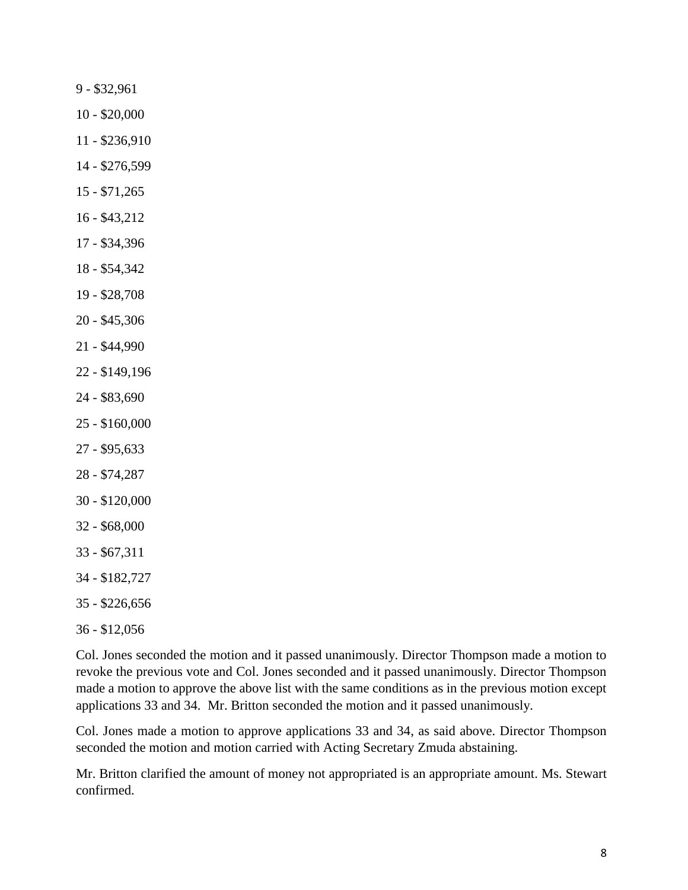9 - $32,961

10 - $20,000

11 - $236,910

14 - $276,599

15 - $71,265

16 - $43,212

17 - $34,396

18 - $54,342

19 - $28,708

20 - $45,306

21 - $44,990

22 - $149,196

24 - $83,690

25 - $160,000

27 - $95,633

28 - $74,287

30 - $120,000

32 - $68,000

33 - $67,311

34 - $182,727

35 - $226,656

36 - $12,056

Col. Jones seconded the motion and it passed unanimously. Director Thompson made a motion to revoke the previous vote and Col. Jones seconded and it passed unanimously. Director Thompson made a motion to approve the above list with the same conditions as in the previous motion except applications 33 and 34. Mr. Britton seconded the motion and it passed unanimously.

Col. Jones made a motion to approve applications 33 and 34, as said above. Director Thompson seconded the motion and motion carried with Acting Secretary Zmuda abstaining.

Mr. Britton clarified the amount of money not appropriated is an appropriate amount. Ms. Stewart confirmed.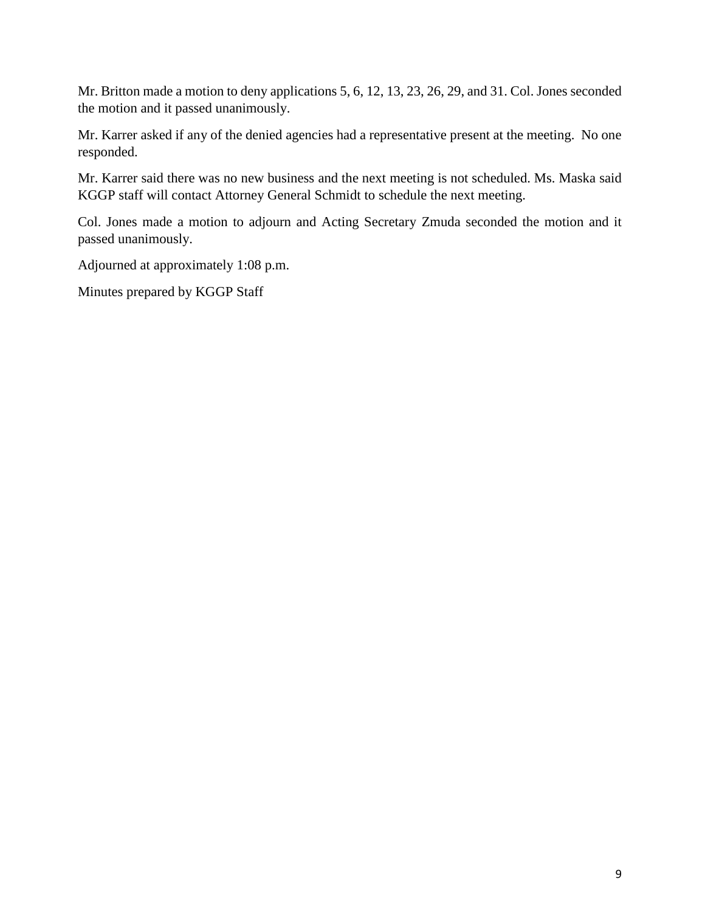Mr. Britton made a motion to deny applications 5, 6, 12, 13, 23, 26, 29, and 31. Col. Jones seconded the motion and it passed unanimously.

Mr. Karrer asked if any of the denied agencies had a representative present at the meeting. No one responded.

Mr. Karrer said there was no new business and the next meeting is not scheduled. Ms. Maska said KGGP staff will contact Attorney General Schmidt to schedule the next meeting.

Col. Jones made a motion to adjourn and Acting Secretary Zmuda seconded the motion and it passed unanimously.

Adjourned at approximately 1:08 p.m.

Minutes prepared by KGGP Staff